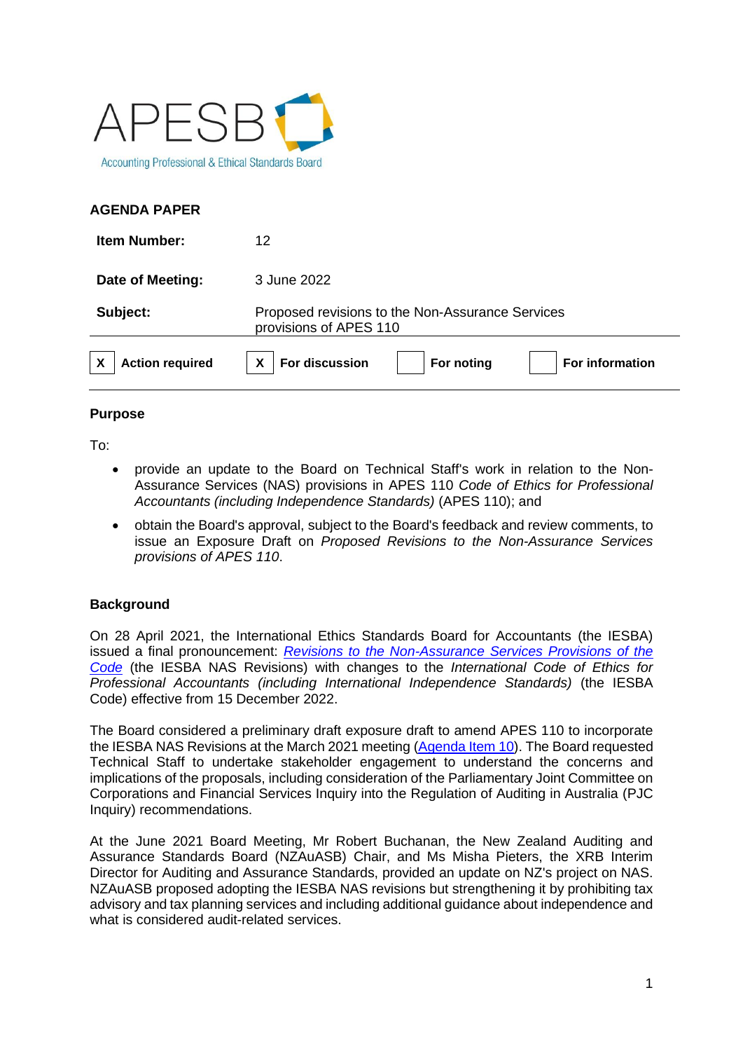APESB

Accounting Professional & Ethical Standards Board

**AGENDA PAPER**

| | |
|---|---|
| **Item Number:** | 12 |
| **Date of Meeting:** | 3 June 2022 |
| **Subject:** | Proposed revisions to the Non-Assurance Services provisions of APES 110 |

| | | | | | | | |
|---|---|---|---|---|---|---|---|
| X | **Action required** | X | **For discussion** | | **For noting** | | **For information** |

## Purpose

To:

- provide an update to the Board on Technical Staff's work in relation to the Non-Assurance Services (NAS) provisions in APES 110 *Code of Ethics for Professional Accountants (including Independence Standards)* (APES 110); and
- obtain the Board's approval, subject to the Board's feedback and review comments, to issue an Exposure Draft on *Proposed Revisions to the Non-Assurance Services provisions of APES 110*.

## Background

On 28 April 2021, the International Ethics Standards Board for Accountants (the IESBA) issued a final pronouncement: *Revisions to the Non-Assurance Services Provisions of the Code* (the IESBA NAS Revisions) with changes to the *International Code of Ethics for Professional Accountants (including International Independence Standards)* (the IESBA Code) effective from 15 December 2022.

The Board considered a preliminary draft exposure draft to amend APES 110 to incorporate the IESBA NAS Revisions at the March 2021 meeting (Agenda Item 10). The Board requested Technical Staff to undertake stakeholder engagement to understand the concerns and implications of the proposals, including consideration of the Parliamentary Joint Committee on Corporations and Financial Services Inquiry into the Regulation of Auditing in Australia (PJC Inquiry) recommendations.

At the June 2021 Board Meeting, Mr Robert Buchanan, the New Zealand Auditing and Assurance Standards Board (NZAuASB) Chair, and Ms Misha Pieters, the XRB Interim Director for Auditing and Assurance Standards, provided an update on NZ's project on NAS. NZAuASB proposed adopting the IESBA NAS revisions but strengthening it by prohibiting tax advisory and tax planning services and including additional guidance about independence and what is considered audit-related services.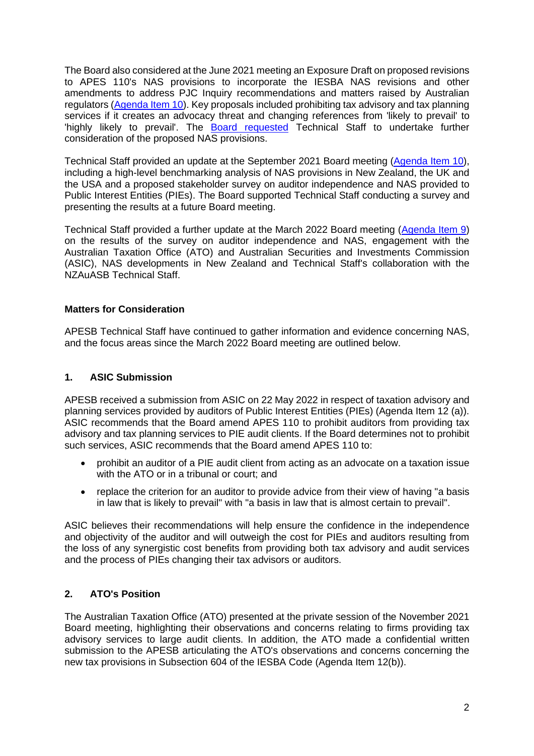The Board also considered at the June 2021 meeting an Exposure Draft on proposed revisions to APES 110's NAS provisions to incorporate the IESBA NAS revisions and other amendments to address PJC Inquiry recommendations and matters raised by Australian regulators (Agenda Item 10). Key proposals included prohibiting tax advisory and tax planning services if it creates an advocacy threat and changing references from 'likely to prevail' to 'highly likely to prevail'. The Board requested Technical Staff to undertake further consideration of the proposed NAS provisions.

Technical Staff provided an update at the September 2021 Board meeting (Agenda Item 10), including a high-level benchmarking analysis of NAS provisions in New Zealand, the UK and the USA and a proposed stakeholder survey on auditor independence and NAS provided to Public Interest Entities (PIEs). The Board supported Technical Staff conducting a survey and presenting the results at a future Board meeting.

Technical Staff provided a further update at the March 2022 Board meeting (Agenda Item 9) on the results of the survey on auditor independence and NAS, engagement with the Australian Taxation Office (ATO) and Australian Securities and Investments Commission (ASIC), NAS developments in New Zealand and Technical Staff's collaboration with the NZAuASB Technical Staff.

**Matters for Consideration**

APESB Technical Staff have continued to gather information and evidence concerning NAS, and the focus areas since the March 2022 Board meeting are outlined below.

**1. ASIC Submission**

APESB received a submission from ASIC on 22 May 2022 in respect of taxation advisory and planning services provided by auditors of Public Interest Entities (PIEs) (Agenda Item 12 (a)). ASIC recommends that the Board amend APES 110 to prohibit auditors from providing tax advisory and tax planning services to PIE audit clients. If the Board determines not to prohibit such services, ASIC recommends that the Board amend APES 110 to:

- prohibit an auditor of a PIE audit client from acting as an advocate on a taxation issue with the ATO or in a tribunal or court; and
- replace the criterion for an auditor to provide advice from their view of having "a basis in law that is likely to prevail" with "a basis in law that is almost certain to prevail".

ASIC believes their recommendations will help ensure the confidence in the independence and objectivity of the auditor and will outweigh the cost for PIEs and auditors resulting from the loss of any synergistic cost benefits from providing both tax advisory and audit services and the process of PIEs changing their tax advisors or auditors.

**2. ATO's Position**

The Australian Taxation Office (ATO) presented at the private session of the November 2021 Board meeting, highlighting their observations and concerns relating to firms providing tax advisory services to large audit clients. In addition, the ATO made a confidential written submission to the APESB articulating the ATO's observations and concerns concerning the new tax provisions in Subsection 604 of the IESBA Code (Agenda Item 12(b)).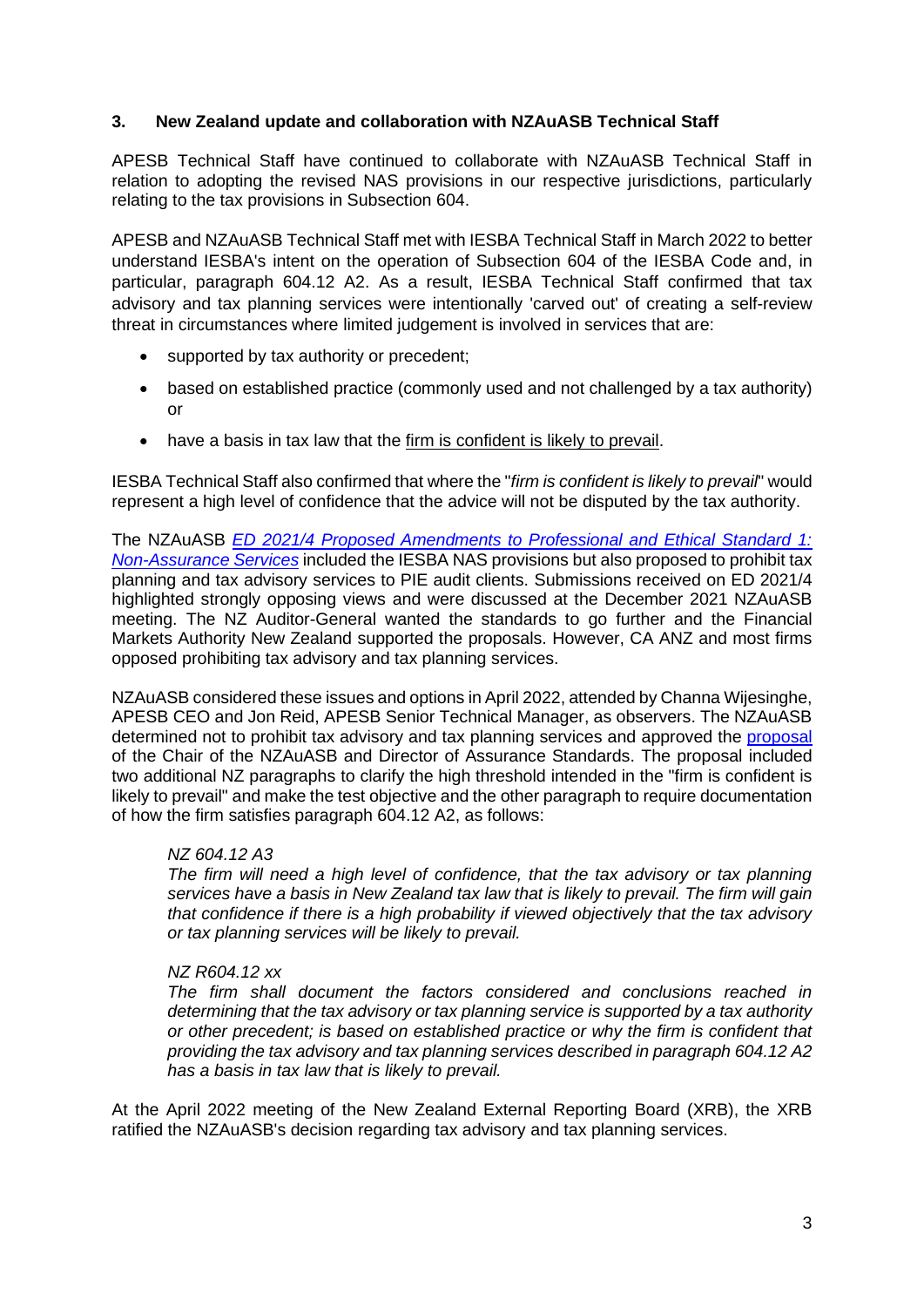## 3. New Zealand update and collaboration with NZAuASB Technical Staff

APESB Technical Staff have continued to collaborate with NZAuASB Technical Staff in relation to adopting the revised NAS provisions in our respective jurisdictions, particularly relating to the tax provisions in Subsection 604.

APESB and NZAuASB Technical Staff met with IESBA Technical Staff in March 2022 to better understand IESBA's intent on the operation of Subsection 604 of the IESBA Code and, in particular, paragraph 604.12 A2. As a result, IESBA Technical Staff confirmed that tax advisory and tax planning services were intentionally 'carved out' of creating a self-review threat in circumstances where limited judgement is involved in services that are:

- supported by tax authority or precedent;
- based on established practice (commonly used and not challenged by a tax authority) or
- have a basis in tax law that the firm is confident is likely to prevail.

IESBA Technical Staff also confirmed that where the "*firm is confident is likely to prevail*" would represent a high level of confidence that the advice will not be disputed by the tax authority.

The NZAuASB *ED 2021/4 Proposed Amendments to Professional and Ethical Standard 1: Non-Assurance Services* included the IESBA NAS provisions but also proposed to prohibit tax planning and tax advisory services to PIE audit clients. Submissions received on ED 2021/4 highlighted strongly opposing views and were discussed at the December 2021 NZAuASB meeting. The NZ Auditor-General wanted the standards to go further and the Financial Markets Authority New Zealand supported the proposals. However, CA ANZ and most firms opposed prohibiting tax advisory and tax planning services.

NZAuASB considered these issues and options in April 2022, attended by Channa Wijesinghe, APESB CEO and Jon Reid, APESB Senior Technical Manager, as observers. The NZAuASB determined not to prohibit tax advisory and tax planning services and approved the proposal of the Chair of the NZAuASB and Director of Assurance Standards. The proposal included two additional NZ paragraphs to clarify the high threshold intended in the "firm is confident is likely to prevail" and make the test objective and the other paragraph to require documentation of how the firm satisfies paragraph 604.12 A2, as follows:

> *NZ 604.12 A3*
> *The firm will need a high level of confidence, that the tax advisory or tax planning services have a basis in New Zealand tax law that is likely to prevail. The firm will gain that confidence if there is a high probability if viewed objectively that the tax advisory or tax planning services will be likely to prevail.*
>
> *NZ R604.12 xx*
> *The firm shall document the factors considered and conclusions reached in determining that the tax advisory or tax planning service is supported by a tax authority or other precedent; is based on established practice or why the firm is confident that providing the tax advisory and tax planning services described in paragraph 604.12 A2 has a basis in tax law that is likely to prevail.*

At the April 2022 meeting of the New Zealand External Reporting Board (XRB), the XRB ratified the NZAuASB's decision regarding tax advisory and tax planning services.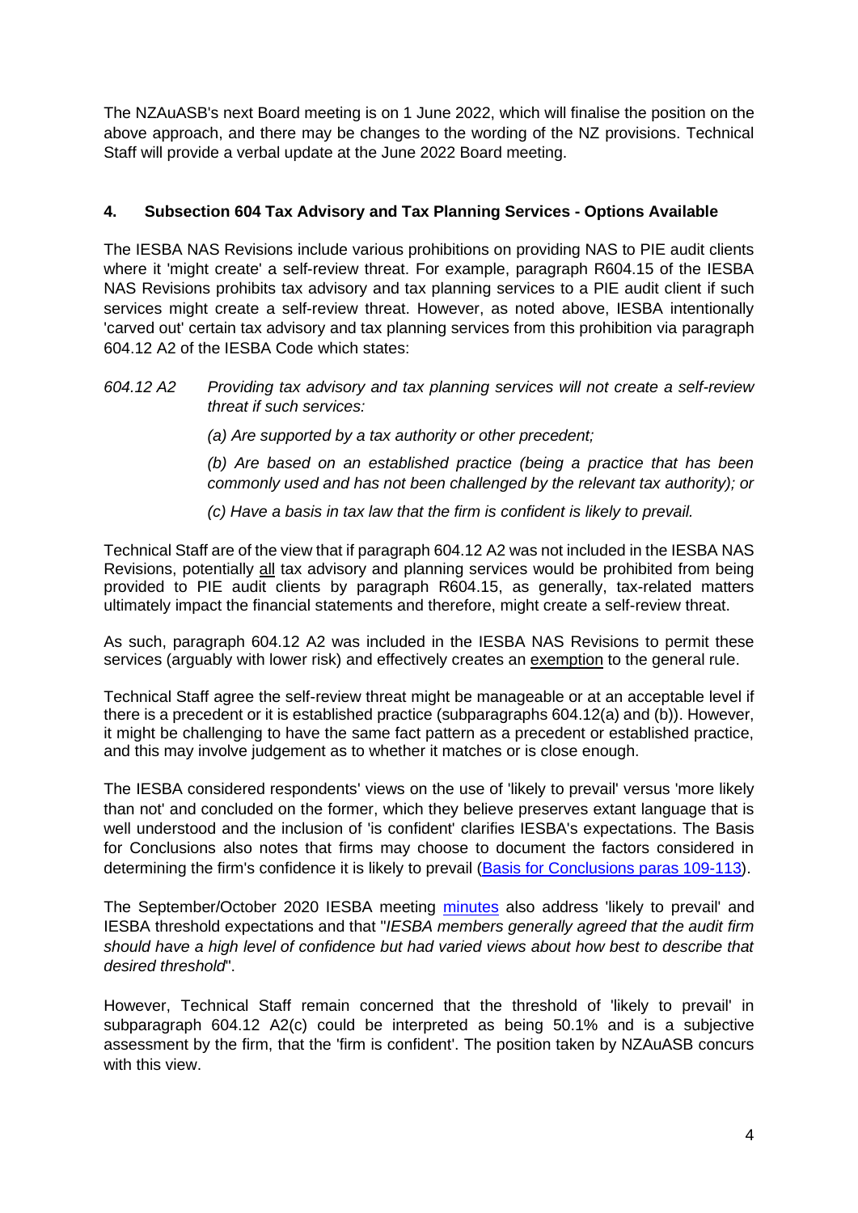The NZAuASB's next Board meeting is on 1 June 2022, which will finalise the position on the above approach, and there may be changes to the wording of the NZ provisions. Technical Staff will provide a verbal update at the June 2022 Board meeting.

## 4. Subsection 604 Tax Advisory and Tax Planning Services - Options Available

The IESBA NAS Revisions include various prohibitions on providing NAS to PIE audit clients where it 'might create' a self-review threat. For example, paragraph R604.15 of the IESBA NAS Revisions prohibits tax advisory and tax planning services to a PIE audit client if such services might create a self-review threat. However, as noted above, IESBA intentionally 'carved out' certain tax advisory and tax planning services from this prohibition via paragraph 604.12 A2 of the IESBA Code which states:

*604.12 A2 Providing tax advisory and tax planning services will not create a self-review threat if such services:*

*(a) Are supported by a tax authority or other precedent;*

*(b) Are based on an established practice (being a practice that has been commonly used and has not been challenged by the relevant tax authority); or*

*(c) Have a basis in tax law that the firm is confident is likely to prevail.*

Technical Staff are of the view that if paragraph 604.12 A2 was not included in the IESBA NAS Revisions, potentially <u>all</u> tax advisory and planning services would be prohibited from being provided to PIE audit clients by paragraph R604.15, as generally, tax-related matters ultimately impact the financial statements and therefore, might create a self-review threat.

As such, paragraph 604.12 A2 was included in the IESBA NAS Revisions to permit these services (arguably with lower risk) and effectively creates an <u>exemption</u> to the general rule.

Technical Staff agree the self-review threat might be manageable or at an acceptable level if there is a precedent or it is established practice (subparagraphs 604.12(a) and (b)). However, it might be challenging to have the same fact pattern as a precedent or established practice, and this may involve judgement as to whether it matches or is close enough.

The IESBA considered respondents' views on the use of 'likely to prevail' versus 'more likely than not' and concluded on the former, which they believe preserves extant language that is well understood and the inclusion of 'is confident' clarifies IESBA's expectations. The Basis for Conclusions also notes that firms may choose to document the factors considered in determining the firm's confidence it is likely to prevail (Basis for Conclusions paras 109-113).

The September/October 2020 IESBA meeting minutes also address 'likely to prevail' and IESBA threshold expectations and that "*IESBA members generally agreed that the audit firm should have a high level of confidence but had varied views about how best to describe that desired threshold*".

However, Technical Staff remain concerned that the threshold of 'likely to prevail' in subparagraph 604.12 A2(c) could be interpreted as being 50.1% and is a subjective assessment by the firm, that the 'firm is confident'. The position taken by NZAuASB concurs with this view.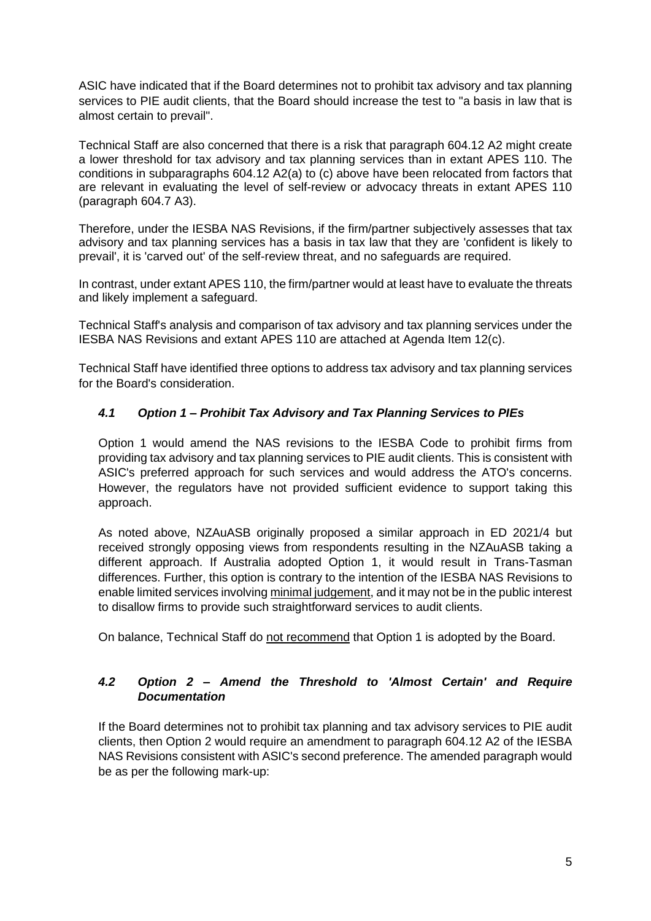ASIC have indicated that if the Board determines not to prohibit tax advisory and tax planning services to PIE audit clients, that the Board should increase the test to "a basis in law that is almost certain to prevail".

Technical Staff are also concerned that there is a risk that paragraph 604.12 A2 might create a lower threshold for tax advisory and tax planning services than in extant APES 110. The conditions in subparagraphs 604.12 A2(a) to (c) above have been relocated from factors that are relevant in evaluating the level of self-review or advocacy threats in extant APES 110 (paragraph 604.7 A3).

Therefore, under the IESBA NAS Revisions, if the firm/partner subjectively assesses that tax advisory and tax planning services has a basis in tax law that they are 'confident is likely to prevail', it is 'carved out' of the self-review threat, and no safeguards are required.

In contrast, under extant APES 110, the firm/partner would at least have to evaluate the threats and likely implement a safeguard.

Technical Staff's analysis and comparison of tax advisory and tax planning services under the IESBA NAS Revisions and extant APES 110 are attached at Agenda Item 12(c).

Technical Staff have identified three options to address tax advisory and tax planning services for the Board's consideration.

### *4.1 Option 1 – Prohibit Tax Advisory and Tax Planning Services to PIEs*

Option 1 would amend the NAS revisions to the IESBA Code to prohibit firms from providing tax advisory and tax planning services to PIE audit clients. This is consistent with ASIC's preferred approach for such services and would address the ATO's concerns. However, the regulators have not provided sufficient evidence to support taking this approach.

As noted above, NZAuASB originally proposed a similar approach in ED 2021/4 but received strongly opposing views from respondents resulting in the NZAuASB taking a different approach. If Australia adopted Option 1, it would result in Trans-Tasman differences. Further, this option is contrary to the intention of the IESBA NAS Revisions to enable limited services involving <u>minimal judgement</u>, and it may not be in the public interest to disallow firms to provide such straightforward services to audit clients.

On balance, Technical Staff do <u>not recommend</u> that Option 1 is adopted by the Board.

### *4.2 Option 2 – Amend the Threshold to 'Almost Certain' and Require Documentation*

If the Board determines not to prohibit tax planning and tax advisory services to PIE audit clients, then Option 2 would require an amendment to paragraph 604.12 A2 of the IESBA NAS Revisions consistent with ASIC's second preference. The amended paragraph would be as per the following mark-up: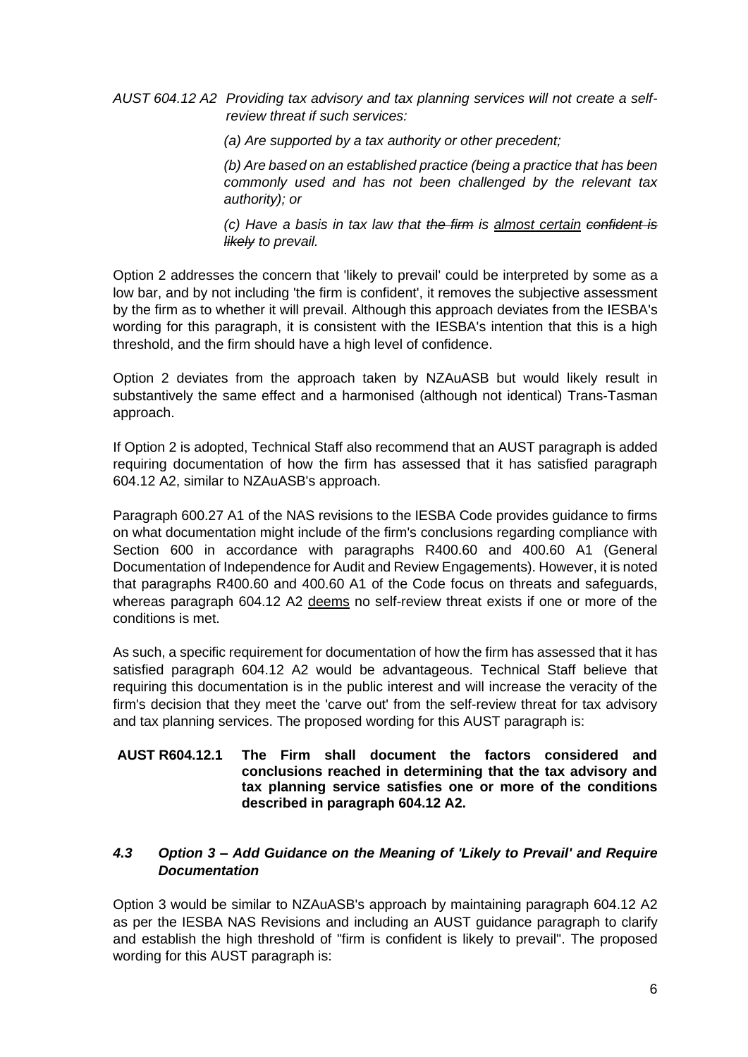*AUST 604.12 A2 Providing tax advisory and tax planning services will not create a self-review threat if such services:*

*(a) Are supported by a tax authority or other precedent;*

*(b) Are based on an established practice (being a practice that has been commonly used and has not been challenged by the relevant tax authority); or*

*(c) Have a basis in tax law that ~~the firm~~ is <u>almost certain</u> ~~confident is likely~~ to prevail.*

Option 2 addresses the concern that 'likely to prevail' could be interpreted by some as a low bar, and by not including 'the firm is confident', it removes the subjective assessment by the firm as to whether it will prevail. Although this approach deviates from the IESBA's wording for this paragraph, it is consistent with the IESBA's intention that this is a high threshold, and the firm should have a high level of confidence.

Option 2 deviates from the approach taken by NZAuASB but would likely result in substantively the same effect and a harmonised (although not identical) Trans-Tasman approach.

If Option 2 is adopted, Technical Staff also recommend that an AUST paragraph is added requiring documentation of how the firm has assessed that it has satisfied paragraph 604.12 A2, similar to NZAuASB's approach.

Paragraph 600.27 A1 of the NAS revisions to the IESBA Code provides guidance to firms on what documentation might include of the firm's conclusions regarding compliance with Section 600 in accordance with paragraphs R400.60 and 400.60 A1 (General Documentation of Independence for Audit and Review Engagements). However, it is noted that paragraphs R400.60 and 400.60 A1 of the Code focus on threats and safeguards, whereas paragraph 604.12 A2 <u>deems</u> no self-review threat exists if one or more of the conditions is met.

As such, a specific requirement for documentation of how the firm has assessed that it has satisfied paragraph 604.12 A2 would be advantageous. Technical Staff believe that requiring this documentation is in the public interest and will increase the veracity of the firm's decision that they meet the 'carve out' from the self-review threat for tax advisory and tax planning services. The proposed wording for this AUST paragraph is:

**AUST R604.12.1 The Firm shall document the factors considered and conclusions reached in determining that the tax advisory and tax planning service satisfies one or more of the conditions described in paragraph 604.12 A2.**

### *4.3 Option 3 – Add Guidance on the Meaning of 'Likely to Prevail' and Require Documentation*

Option 3 would be similar to NZAuASB's approach by maintaining paragraph 604.12 A2 as per the IESBA NAS Revisions and including an AUST guidance paragraph to clarify and establish the high threshold of "firm is confident is likely to prevail". The proposed wording for this AUST paragraph is: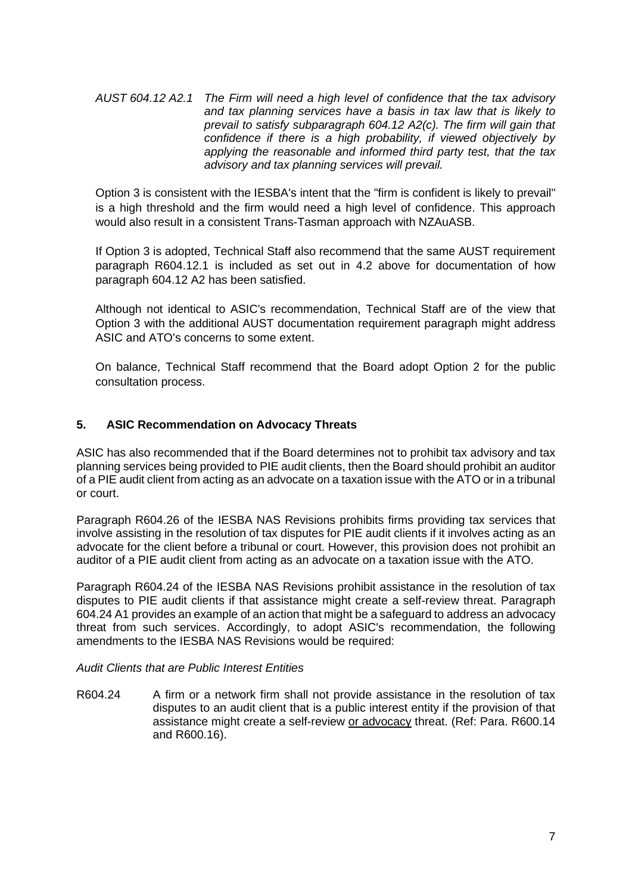*AUST 604.12 A2.1 The Firm will need a high level of confidence that the tax advisory and tax planning services have a basis in tax law that is likely to prevail to satisfy subparagraph 604.12 A2(c). The firm will gain that confidence if there is a high probability, if viewed objectively by applying the reasonable and informed third party test, that the tax advisory and tax planning services will prevail.*

Option 3 is consistent with the IESBA's intent that the "firm is confident is likely to prevail" is a high threshold and the firm would need a high level of confidence. This approach would also result in a consistent Trans-Tasman approach with NZAuASB.

If Option 3 is adopted, Technical Staff also recommend that the same AUST requirement paragraph R604.12.1 is included as set out in 4.2 above for documentation of how paragraph 604.12 A2 has been satisfied.

Although not identical to ASIC's recommendation, Technical Staff are of the view that Option 3 with the additional AUST documentation requirement paragraph might address ASIC and ATO's concerns to some extent.

On balance, Technical Staff recommend that the Board adopt Option 2 for the public consultation process.

## 5. ASIC Recommendation on Advocacy Threats

ASIC has also recommended that if the Board determines not to prohibit tax advisory and tax planning services being provided to PIE audit clients, then the Board should prohibit an auditor of a PIE audit client from acting as an advocate on a taxation issue with the ATO or in a tribunal or court.

Paragraph R604.26 of the IESBA NAS Revisions prohibits firms providing tax services that involve assisting in the resolution of tax disputes for PIE audit clients if it involves acting as an advocate for the client before a tribunal or court. However, this provision does not prohibit an auditor of a PIE audit client from acting as an advocate on a taxation issue with the ATO.

Paragraph R604.24 of the IESBA NAS Revisions prohibit assistance in the resolution of tax disputes to PIE audit clients if that assistance might create a self-review threat. Paragraph 604.24 A1 provides an example of an action that might be a safeguard to address an advocacy threat from such services. Accordingly, to adopt ASIC's recommendation, the following amendments to the IESBA NAS Revisions would be required:

*Audit Clients that are Public Interest Entities*

R604.24 A firm or a network firm shall not provide assistance in the resolution of tax disputes to an audit client that is a public interest entity if the provision of that assistance might create a self-review <u>or advocacy</u> threat. (Ref: Para. R600.14 and R600.16).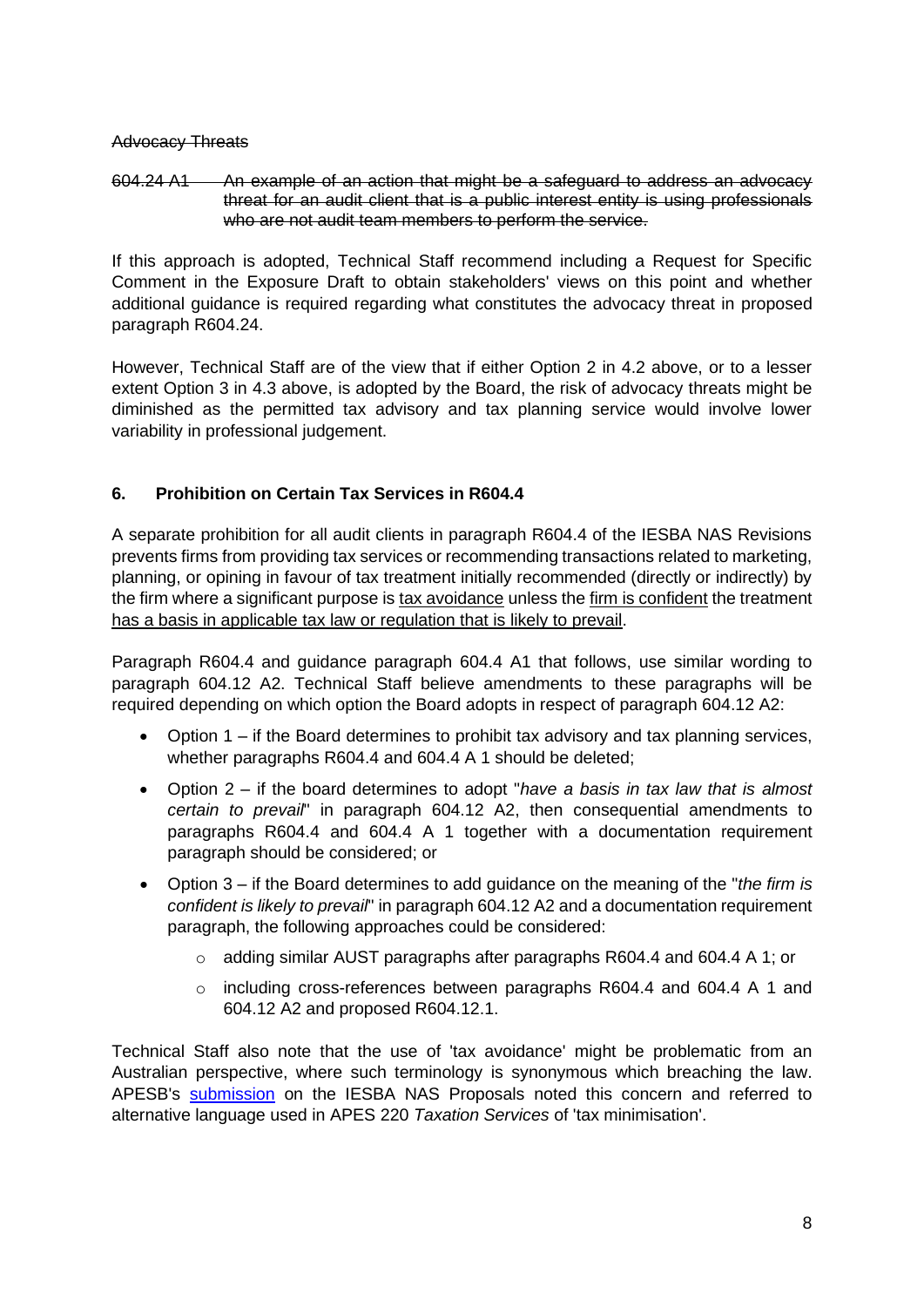~~Advocacy Threats~~

~~604.24 A1 An example of an action that might be a safeguard to address an advocacy threat for an audit client that is a public interest entity is using professionals who are not audit team members to perform the service.~~

If this approach is adopted, Technical Staff recommend including a Request for Specific Comment in the Exposure Draft to obtain stakeholders' views on this point and whether additional guidance is required regarding what constitutes the advocacy threat in proposed paragraph R604.24.

However, Technical Staff are of the view that if either Option 2 in 4.2 above, or to a lesser extent Option 3 in 4.3 above, is adopted by the Board, the risk of advocacy threats might be diminished as the permitted tax advisory and tax planning service would involve lower variability in professional judgement.

### 6. Prohibition on Certain Tax Services in R604.4

A separate prohibition for all audit clients in paragraph R604.4 of the IESBA NAS Revisions prevents firms from providing tax services or recommending transactions related to marketing, planning, or opining in favour of tax treatment initially recommended (directly or indirectly) by the firm where a significant purpose is <u>tax avoidance</u> unless the <u>firm is confident</u> the treatment <u>has a basis in applicable tax law or regulation that is likely to prevail</u>.

Paragraph R604.4 and guidance paragraph 604.4 A1 that follows, use similar wording to paragraph 604.12 A2. Technical Staff believe amendments to these paragraphs will be required depending on which option the Board adopts in respect of paragraph 604.12 A2:

- Option 1 – if the Board determines to prohibit tax advisory and tax planning services, whether paragraphs R604.4 and 604.4 A 1 should be deleted;
- Option 2 – if the board determines to adopt "*have a basis in tax law that is almost certain to prevail*" in paragraph 604.12 A2, then consequential amendments to paragraphs R604.4 and 604.4 A 1 together with a documentation requirement paragraph should be considered; or
- Option 3 – if the Board determines to add guidance on the meaning of the "*the firm is confident is likely to prevail*" in paragraph 604.12 A2 and a documentation requirement paragraph, the following approaches could be considered:
  - adding similar AUST paragraphs after paragraphs R604.4 and 604.4 A 1; or
  - including cross-references between paragraphs R604.4 and 604.4 A 1 and 604.12 A2 and proposed R604.12.1.

Technical Staff also note that the use of 'tax avoidance' might be problematic from an Australian perspective, where such terminology is synonymous which breaching the law. APESB's submission on the IESBA NAS Proposals noted this concern and referred to alternative language used in APES 220 *Taxation Services* of 'tax minimisation'.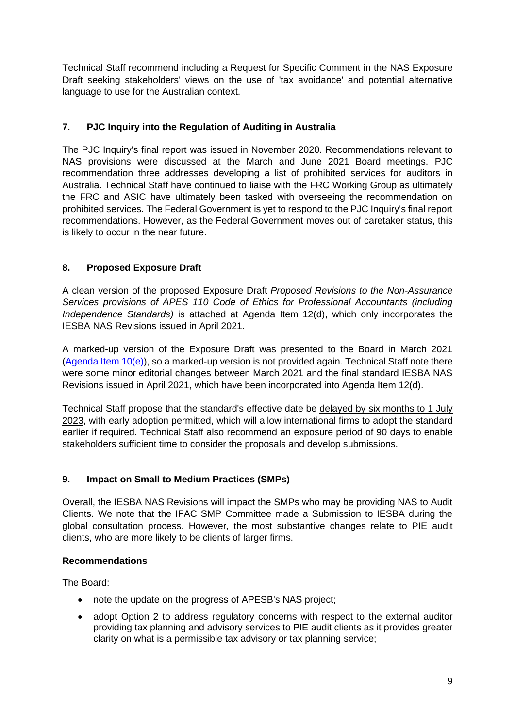Technical Staff recommend including a Request for Specific Comment in the NAS Exposure Draft seeking stakeholders' views on the use of 'tax avoidance' and potential alternative language to use for the Australian context.

## 7. PJC Inquiry into the Regulation of Auditing in Australia

The PJC Inquiry's final report was issued in November 2020. Recommendations relevant to NAS provisions were discussed at the March and June 2021 Board meetings. PJC recommendation three addresses developing a list of prohibited services for auditors in Australia. Technical Staff have continued to liaise with the FRC Working Group as ultimately the FRC and ASIC have ultimately been tasked with overseeing the recommendation on prohibited services. The Federal Government is yet to respond to the PJC Inquiry's final report recommendations. However, as the Federal Government moves out of caretaker status, this is likely to occur in the near future.

## 8. Proposed Exposure Draft

A clean version of the proposed Exposure Draft *Proposed Revisions to the Non-Assurance Services provisions of APES 110 Code of Ethics for Professional Accountants (including Independence Standards)* is attached at Agenda Item 12(d), which only incorporates the IESBA NAS Revisions issued in April 2021.

A marked-up version of the Exposure Draft was presented to the Board in March 2021 (Agenda Item 10(e)), so a marked-up version is not provided again. Technical Staff note there were some minor editorial changes between March 2021 and the final standard IESBA NAS Revisions issued in April 2021, which have been incorporated into Agenda Item 12(d).

Technical Staff propose that the standard's effective date be delayed by six months to 1 July 2023, with early adoption permitted, which will allow international firms to adopt the standard earlier if required. Technical Staff also recommend an exposure period of 90 days to enable stakeholders sufficient time to consider the proposals and develop submissions.

## 9. Impact on Small to Medium Practices (SMPs)

Overall, the IESBA NAS Revisions will impact the SMPs who may be providing NAS to Audit Clients. We note that the IFAC SMP Committee made a Submission to IESBA during the global consultation process. However, the most substantive changes relate to PIE audit clients, who are more likely to be clients of larger firms.

**Recommendations**

The Board:

- note the update on the progress of APESB's NAS project;
- adopt Option 2 to address regulatory concerns with respect to the external auditor providing tax planning and advisory services to PIE audit clients as it provides greater clarity on what is a permissible tax advisory or tax planning service;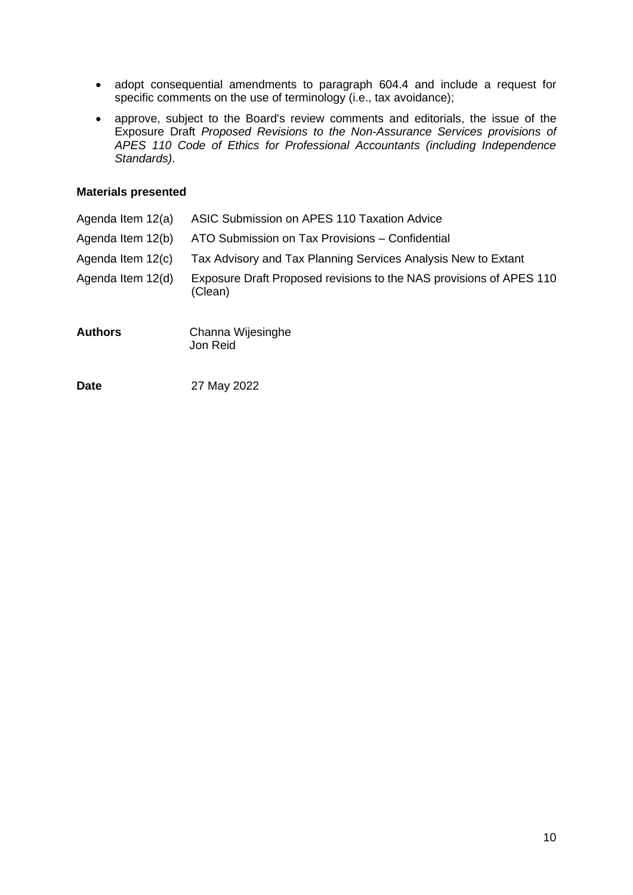- adopt consequential amendments to paragraph 604.4 and include a request for specific comments on the use of terminology (i.e., tax avoidance);
- approve, subject to the Board's review comments and editorials, the issue of the Exposure Draft *Proposed Revisions to the Non-Assurance Services provisions of APES 110 Code of Ethics for Professional Accountants (including Independence Standards)*.

**Materials presented**

| | |
|---|---|
| Agenda Item 12(a) | ASIC Submission on APES 110 Taxation Advice |
| Agenda Item 12(b) | ATO Submission on Tax Provisions – Confidential |
| Agenda Item 12(c) | Tax Advisory and Tax Planning Services Analysis New to Extant |
| Agenda Item 12(d) | Exposure Draft Proposed revisions to the NAS provisions of APES 110 (Clean) |

**Authors** Channa Wijesinghe
Jon Reid

**Date** 27 May 2022